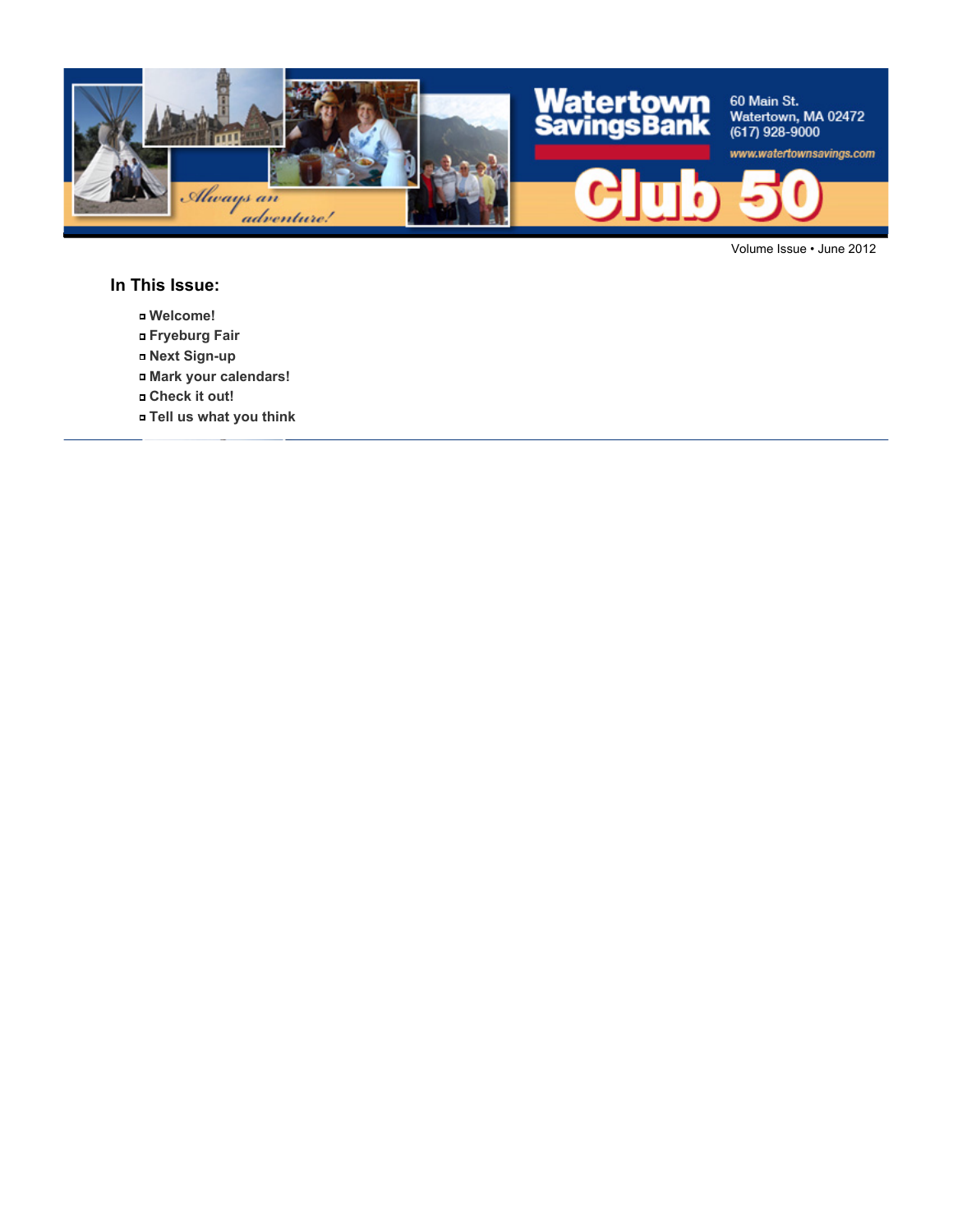Watertown Savings Bank

60 Main St.
Watertown, MA 02472
(617) 928-9000
www.watertownsavings.com

*Always an adventure!*

# Club 50

Volume Issue • June 2012

## In This Issue:

- **Welcome!**
- **Fryeburg Fair**
- **Next Sign-up**
- **Mark your calendars!**
- **Check it out!**
- **Tell us what you think**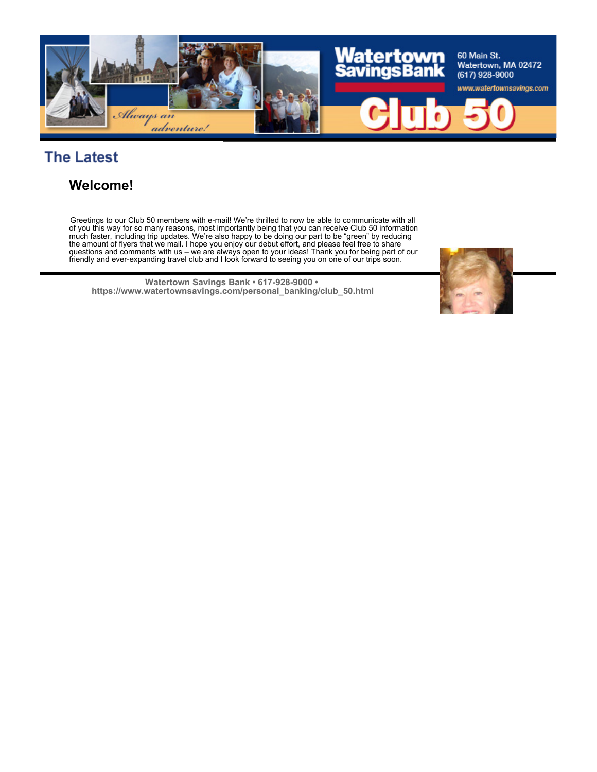## The Latest

### Welcome!

Greetings to our Club 50 members with e-mail! We're thrilled to now be able to communicate with all of you this way for so many reasons, most importantly being that you can receive Club 50 information much faster, including trip updates. We're also happy to be doing our part to be "green" by reducing the amount of flyers that we mail. I hope you enjoy our debut effort, and please feel free to share questions and comments with us – we are always open to your ideas! Thank you for being part of our friendly and ever-expanding travel club and I look forward to seeing you on one of our trips soon.

**Watertown Savings Bank • 617-928-9000 •**
**https://www.watertownsavings.com/personal_banking/club_50.html**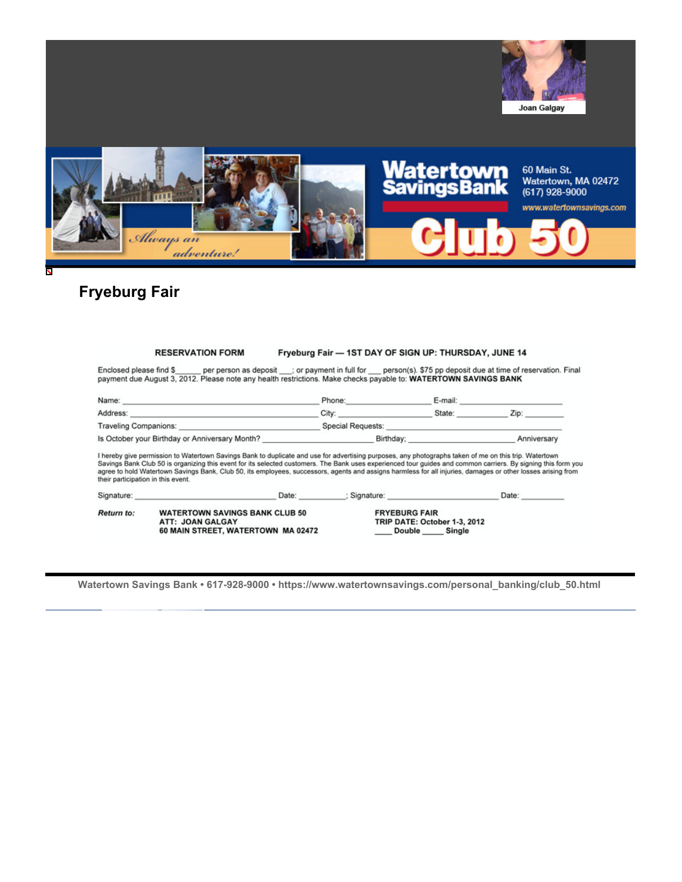Joan Galgay

Watertown Savings Bank

60 Main St.
Watertown, MA 02472
(617) 928-9000
www.watertownsavings.com

*Always an adventure!*

Club 50

## Fryeburg Fair

**RESERVATION FORM** **Fryeburg Fair — 1ST DAY OF SIGN UP: THURSDAY, JUNE 14**

Enclosed please find $______ per person as deposit ___; or payment in full for ___ person(s). $75 pp deposit due at time of reservation. Final payment due August 3, 2012. Please note any health restrictions. Make checks payable to: **WATERTOWN SAVINGS BANK**

Name: ______________________________ Phone:____________ E-mail: ______________

Address: ______________________________ City: ____________ State: __________ Zip: ________

Traveling Companions: ______________________________ Special Requests: ______________________

Is October your Birthday or Anniversary Month? __________________ Birthday; __________________ Anniversary

I hereby give permission to Watertown Savings Bank to duplicate and use for advertising purposes, any photographs taken of me on this trip. Watertown Savings Bank Club 50 is organizing this event for its selected customers. The Bank uses experienced tour guides and common carriers. By signing this form you agree to hold Watertown Savings Bank, Club 50, its employees, successors, agents and assigns harmless for all injuries, damages or other losses arising from their participation in this event.

Signature: ____________________ Date: __________; Signature: ____________________ Date: __________

***Return to:*** **WATERTOWN SAVINGS BANK CLUB 50**
**ATT: JOAN GALGAY**
**60 MAIN STREET, WATERTOWN MA 02472**

**FRYEBURG FAIR**
**TRIP DATE: October 1-3, 2012**
**____ Double _____ Single**

Watertown Savings Bank • 617-928-9000 • https://www.watertownsavings.com/personal_banking/club_50.html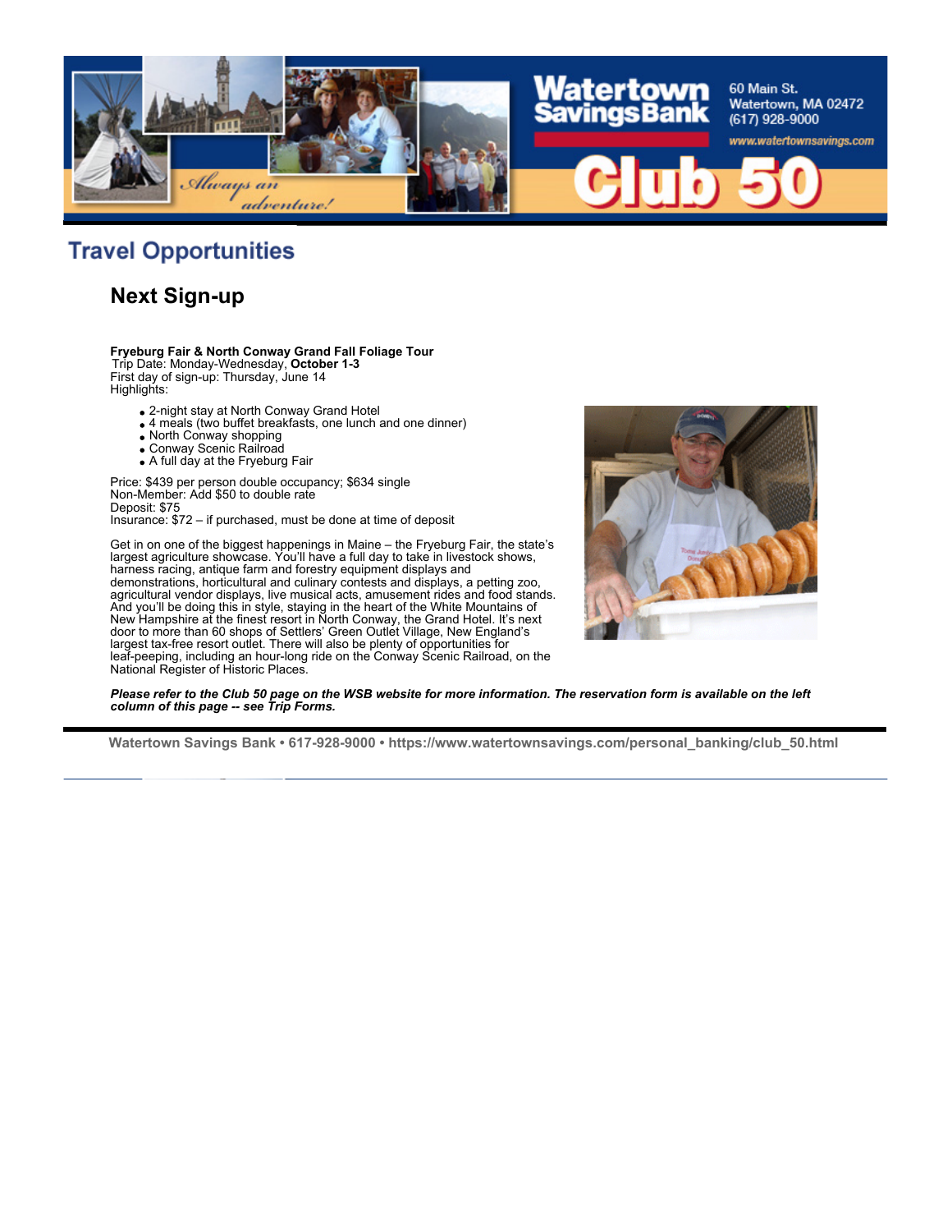## Travel Opportunities

### Next Sign-up

**Fryeburg Fair & North Conway Grand Fall Foliage Tour**
Trip Date: Monday-Wednesday, **October 1-3**
First day of sign-up: Thursday, June 14
Highlights:

- 2-night stay at North Conway Grand Hotel
- 4 meals (two buffet breakfasts, one lunch and one dinner)
- North Conway shopping
- Conway Scenic Railroad
- A full day at the Fryeburg Fair

Price: $439 per person double occupancy; $634 single
Non-Member: Add $50 to double rate
Deposit: $75
Insurance: $72 – if purchased, must be done at time of deposit

Get in on one of the biggest happenings in Maine – the Fryeburg Fair, the state's largest agriculture showcase. You'll have a full day to take in livestock shows, harness racing, antique farm and forestry equipment displays and demonstrations, horticultural and culinary contests and displays, a petting zoo, agricultural vendor displays, live musical acts, amusement rides and food stands. And you'll be doing this in style, staying in the heart of the White Mountains of New Hampshire at the finest resort in North Conway, the Grand Hotel. It's next door to more than 60 shops of Settlers' Green Outlet Village, New England's largest tax-free resort outlet. There will also be plenty of opportunities for leaf-peeping, including an hour-long ride on the Conway Scenic Railroad, on the National Register of Historic Places.

***Please refer to the Club 50 page on the WSB website for more information. The reservation form is available on the left column of this page -- see Trip Forms.***

**Watertown Savings Bank • 617-928-9000 • https://www.watertownsavings.com/personal_banking/club_50.html**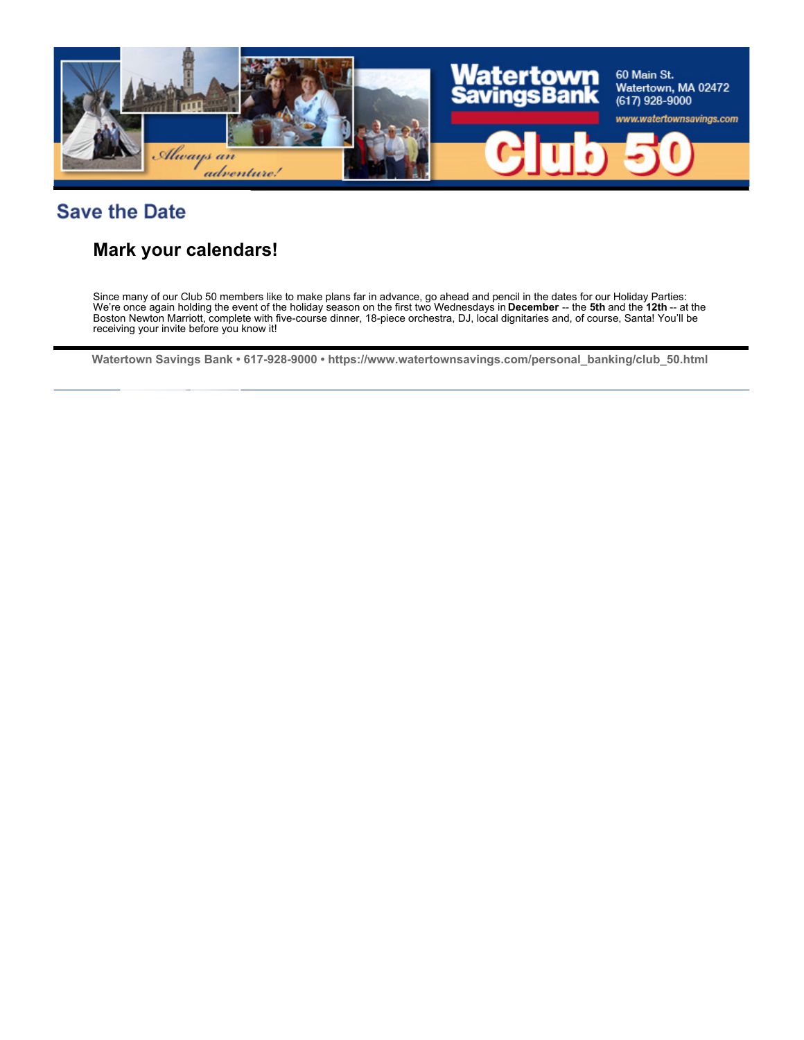## Save the Date

### Mark your calendars!

Since many of our Club 50 members like to make plans far in advance, go ahead and pencil in the dates for our Holiday Parties: We're once again holding the event of the holiday season on the first two Wednesdays in **December** -- the **5th** and the **12th** -- at the Boston Newton Marriott, complete with five-course dinner, 18-piece orchestra, DJ, local dignitaries and, of course, Santa! You'll be receiving your invite before you know it!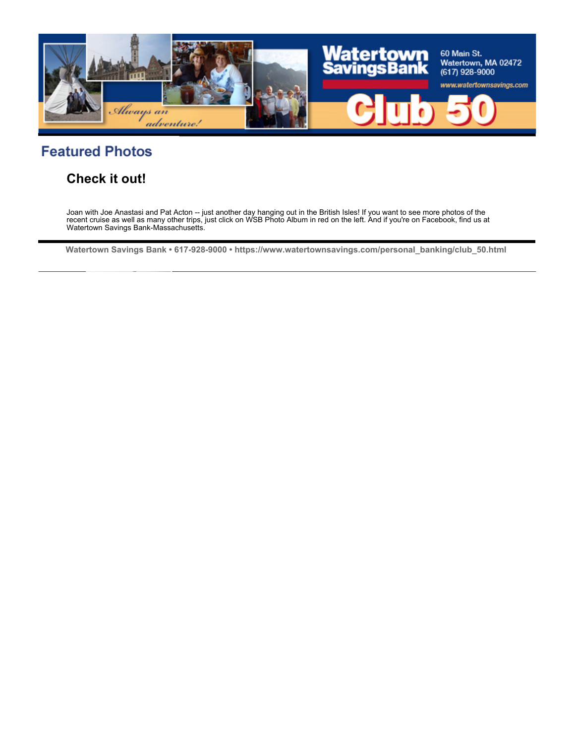## Featured Photos

### Check it out!

Joan with Joe Anastasi and Pat Acton -- just another day hanging out in the British Isles! If you want to see more photos of the recent cruise as well as many other trips, just click on WSB Photo Album in red on the left. And if you're on Facebook, find us at Watertown Savings Bank-Massachusetts.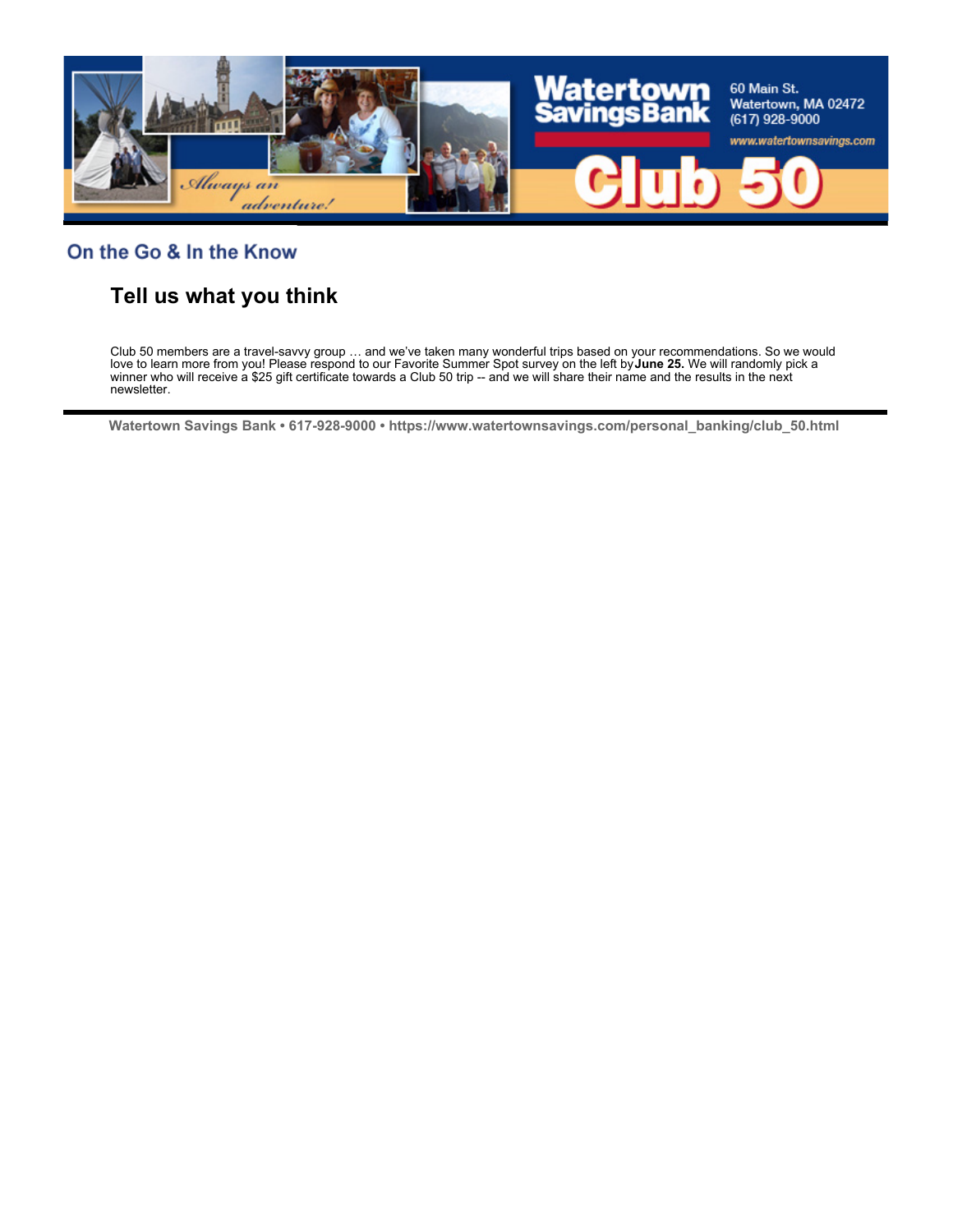Watertown Savings Bank

60 Main St.
Watertown, MA 02472
(617) 928-9000

www.watertownsavings.com

*Always an adventure!*

Club 50

## On the Go & In the Know

### Tell us what you think

Club 50 members are a travel-savvy group … and we've taken many wonderful trips based on your recommendations. So we would love to learn more from you! Please respond to our Favorite Summer Spot survey on the left by **June 25.** We will randomly pick a winner who will receive a $25 gift certificate towards a Club 50 trip -- and we will share their name and the results in the next newsletter.

**Watertown Savings Bank • 617-928-9000 • https://www.watertownsavings.com/personal_banking/club_50.html**